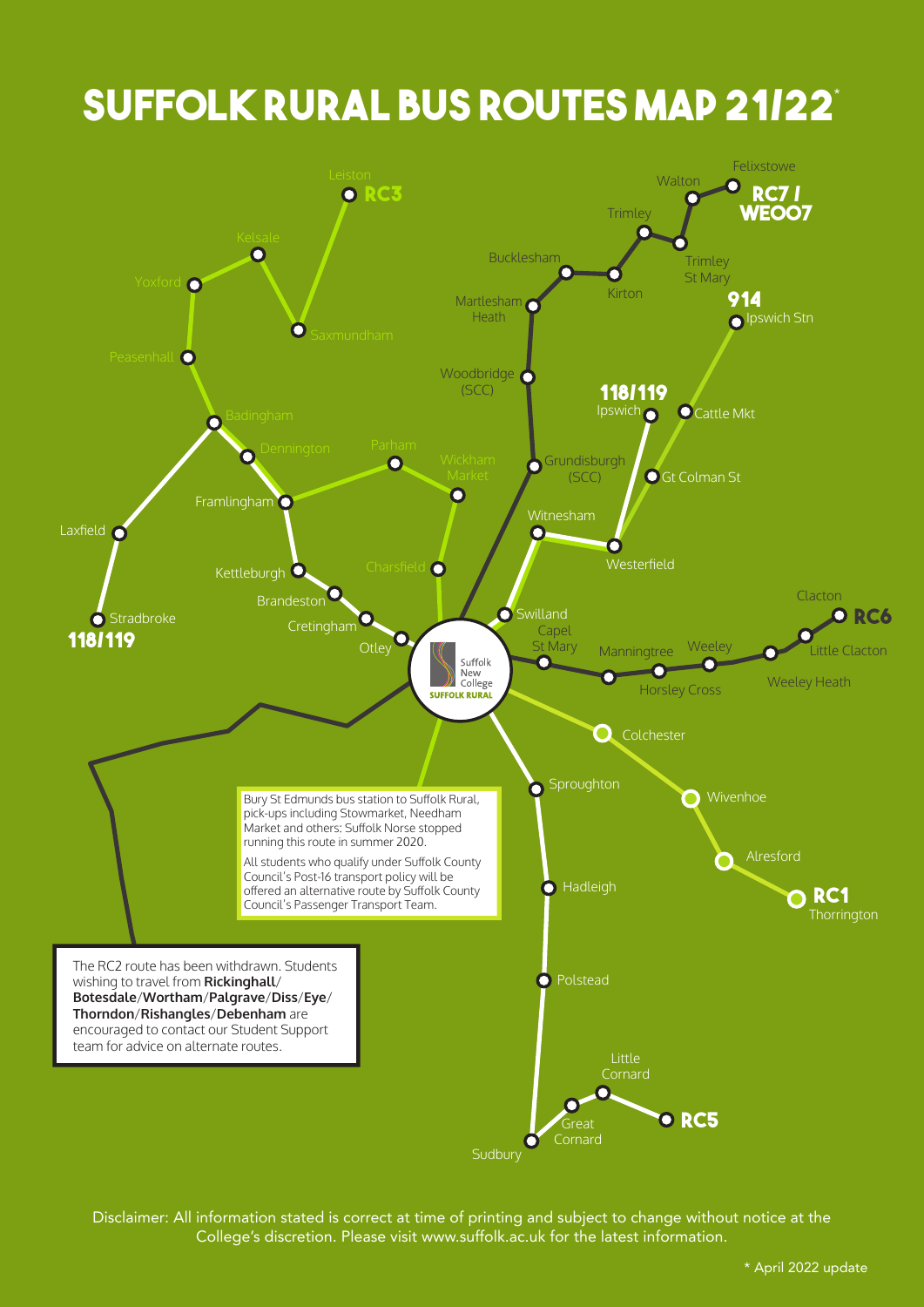# SUFFOLK RURAL BUS ROUTES MAP 21/22*

RC3
Leiston
Kelsale
Yoxford
Saxmundham
Peasenhall
Badingham
Dennington
Parham
Wickham Market
Framlingham
Laxfield
Charsfield
Kettleburgh
Brandeston
Cretingham
Otley
Stradbroke
118/119

RC7 / WE007
Felixstowe
Walton
Trimley
Trimley St Mary
Kirton
Bucklesham
Martlesham Heath
Woodbridge (SCC)
Grundisburgh (SCC)

914
Ipswich Stn
Cattle Mkt
Gt Colman St

118/119
Ipswich
Witnesham
Westerfield
Swilland

RC6
Clacton
Little Clacton
Weeley Heath
Weeley
Horsley Cross
Manningtree
Capel St Mary

Suffolk New College
SUFFOLK RURAL

Colchester
Wivenhoe
Alresford
RC1
Thorrington

Sproughton
Hadleigh
Polstead
Sudbury
Great Cornard
Little Cornard
RC5

Bury St Edmunds bus station to Suffolk Rural, pick-ups including Stowmarket, Needham Market and others: Suffolk Norse stopped running this route in summer 2020.

All students who qualify under Suffolk County Council's Post-16 transport policy will be offered an alternative route by Suffolk County Council's Passenger Transport Team.

The RC2 route has been withdrawn. Students wishing to travel from **Rickinghall**/**Botesdale**/**Wortham**/**Palgrave**/**Diss**/**Eye**/**Thorndon**/**Rishangles**/**Debenham** are encouraged to contact our Student Support team for advice on alternate routes.

Disclaimer: All information stated is correct at time of printing and subject to change without notice at the College's discretion. Please visit www.suffolk.ac.uk for the latest information.

* April 2022 update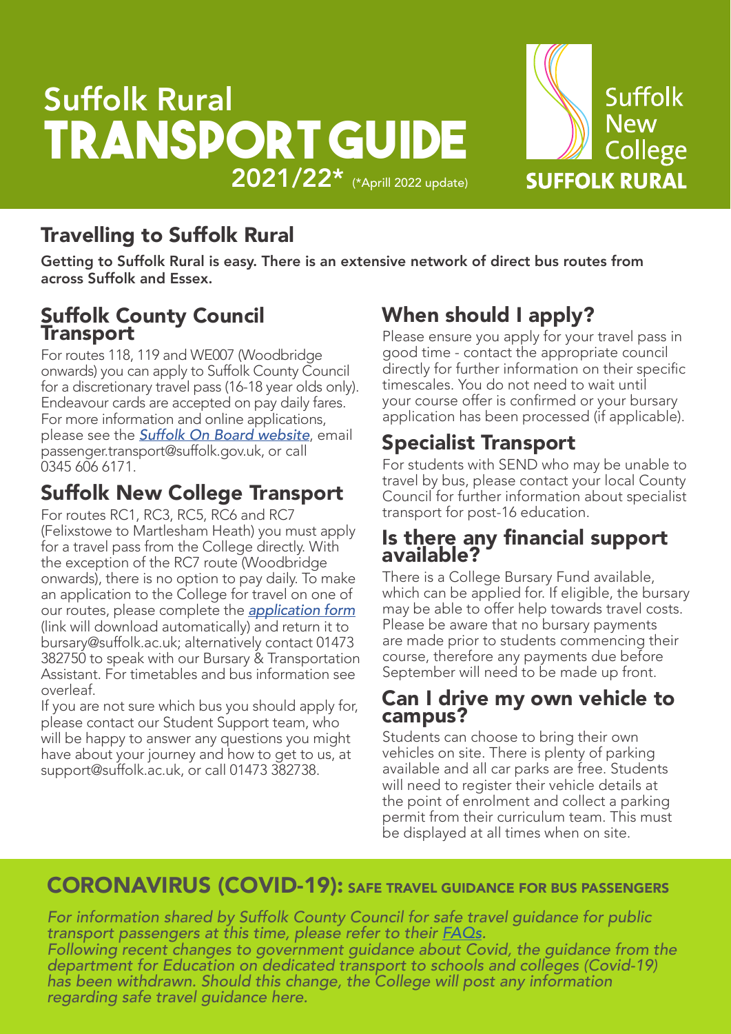# Suffolk Rural TRANSPORT GUIDE 2021/22* (*Aprill 2022 update)

Suffolk New College

SUFFOLK RURAL

## Travelling to Suffolk Rural

**Getting to Suffolk Rural is easy. There is an extensive network of direct bus routes from across Suffolk and Essex.**

### Suffolk County Council Transport

For routes 118, 119 and WE007 (Woodbridge onwards) you can apply to Suffolk County Council for a discretionary travel pass (16-18 year olds only). Endeavour cards are accepted on pay daily fares. For more information and online applications, please see the [*Suffolk On Board website*](), email passenger.transport@suffolk.gov.uk, or call 0345 606 6171.

### Suffolk New College Transport

For routes RC1, RC3, RC5, RC6 and RC7 (Felixstowe to Martlesham Heath) you must apply for a travel pass from the College directly. With the exception of the RC7 route (Woodbridge onwards), there is no option to pay daily. To make an application to the College for travel on one of our routes, please complete the [*application form*]() (link will download automatically) and return it to bursary@suffolk.ac.uk; alternatively contact 01473 382750 to speak with our Bursary & Transportation Assistant. For timetables and bus information see overleaf.

If you are not sure which bus you should apply for, please contact our Student Support team, who will be happy to answer any questions you might have about your journey and how to get to us, at support@suffolk.ac.uk, or call 01473 382738.

### When should I apply?

Please ensure you apply for your travel pass in good time - contact the appropriate council directly for further information on their specific timescales. You do not need to wait until your course offer is confirmed or your bursary application has been processed (if applicable).

### Specialist Transport

For students with SEND who may be unable to travel by bus, please contact your local County Council for further information about specialist transport for post-16 education.

### Is there any financial support available?

There is a College Bursary Fund available, which can be applied for. If eligible, the bursary may be able to offer help towards travel costs. Please be aware that no bursary payments are made prior to students commencing their course, therefore any payments due before September will need to be made up front.

### Can I drive my own vehicle to campus?

Students can choose to bring their own vehicles on site. There is plenty of parking available and all car parks are free. Students will need to register their vehicle details at the point of enrolment and collect a parking permit from their curriculum team. This must be displayed at all times when on site.

## CORONAVIRUS (COVID-19): SAFE TRAVEL GUIDANCE FOR BUS PASSENGERS

*For information shared by Suffolk County Council for safe travel guidance for public transport passengers at this time, please refer to their [FAQs]().*

*Following recent changes to government guidance about Covid, the guidance from the department for Education on dedicated transport to schools and colleges (Covid-19) has been withdrawn. Should this change, the College will post any information regarding safe travel guidance here.*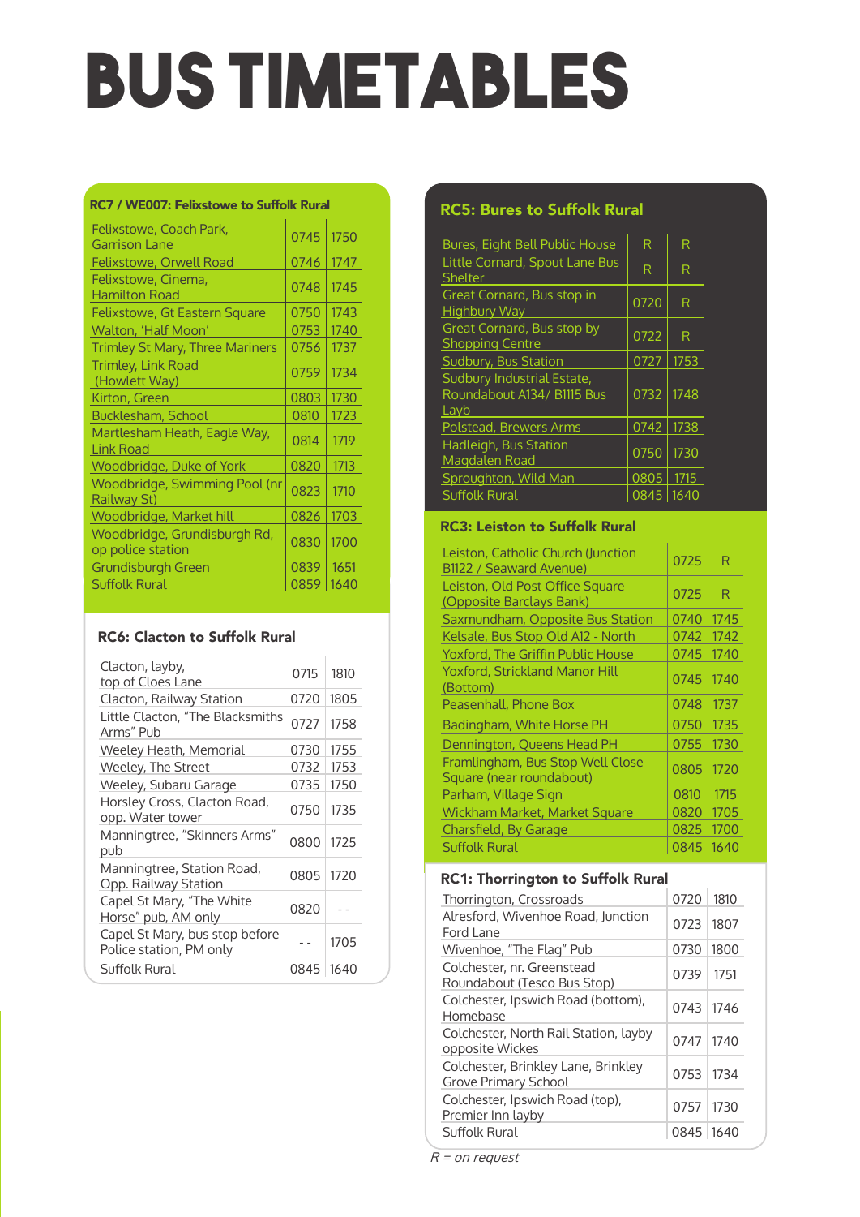# BUS TIMETABLES

## RC7 / WE007: Felixstowe to Suffolk Rural

| | | |
|---|---|---|
| Felixstowe, Coach Park, Garrison Lane | 0745 | 1750 |
| Felixstowe, Orwell Road | 0746 | 1747 |
| Felixstowe, Cinema, Hamilton Road | 0748 | 1745 |
| Felixstowe, Gt Eastern Square | 0750 | 1743 |
| Walton, 'Half Moon' | 0753 | 1740 |
| Trimley St Mary, Three Mariners | 0756 | 1737 |
| Trimley, Link Road (Howlett Way) | 0759 | 1734 |
| Kirton, Green | 0803 | 1730 |
| Bucklesham, School | 0810 | 1723 |
| Martlesham Heath, Eagle Way, Link Road | 0814 | 1719 |
| Woodbridge, Duke of York | 0820 | 1713 |
| Woodbridge, Swimming Pool (nr Railway St) | 0823 | 1710 |
| Woodbridge, Market hill | 0826 | 1703 |
| Woodbridge, Grundisburgh Rd, op police station | 0830 | 1700 |
| Grundisburgh Green | 0839 | 1651 |
| Suffolk Rural | 0859 | 1640 |

## RC6: Clacton to Suffolk Rural

| | | |
|---|---|---|
| Clacton, layby, top of Cloes Lane | 0715 | 1810 |
| Clacton, Railway Station | 0720 | 1805 |
| Little Clacton, "The Blacksmiths Arms" Pub | 0727 | 1758 |
| Weeley Heath, Memorial | 0730 | 1755 |
| Weeley, The Street | 0732 | 1753 |
| Weeley, Subaru Garage | 0735 | 1750 |
| Horsley Cross, Clacton Road, opp. Water tower | 0750 | 1735 |
| Manningtree, "Skinners Arms" pub | 0800 | 1725 |
| Manningtree, Station Road, Opp. Railway Station | 0805 | 1720 |
| Capel St Mary, "The White Horse" pub, AM only | 0820 | - - |
| Capel St Mary, bus stop before Police station, PM only | - - | 1705 |
| Suffolk Rural | 0845 | 1640 |

## RC5: Bures to Suffolk Rural

| | | |
|---|---|---|
| Bures, Eight Bell Public House | R | R |
| Little Cornard, Spout Lane Bus Shelter | R | R |
| Great Cornard, Bus stop in Highbury Way | 0720 | R |
| Great Cornard, Bus stop by Shopping Centre | 0722 | R |
| Sudbury, Bus Station | 0727 | 1753 |
| Sudbury Industrial Estate, Roundabout A134/ B1115 Bus Layb | 0732 | 1748 |
| Polstead, Brewers Arms | 0742 | 1738 |
| Hadleigh, Bus Station Magdalen Road | 0750 | 1730 |
| Sproughton, Wild Man | 0805 | 1715 |
| Suffolk Rural | 0845 | 1640 |

## RC3: Leiston to Suffolk Rural

| | | |
|---|---|---|
| Leiston, Catholic Church (Junction B1122 / Seaward Avenue) | 0725 | R |
| Leiston, Old Post Office Square (Opposite Barclays Bank) | 0725 | R |
| Saxmundham, Opposite Bus Station | 0740 | 1745 |
| Kelsale, Bus Stop Old A12 - North | 0742 | 1742 |
| Yoxford, The Griffin Public House | 0745 | 1740 |
| Yoxford, Strickland Manor Hill (Bottom) | 0745 | 1740 |
| Peasenhall, Phone Box | 0748 | 1737 |
| Badingham, White Horse PH | 0750 | 1735 |
| Dennington, Queens Head PH | 0755 | 1730 |
| Framlingham, Bus Stop Well Close Square (near roundabout) | 0805 | 1720 |
| Parham, Village Sign | 0810 | 1715 |
| Wickham Market, Market Square | 0820 | 1705 |
| Charsfield, By Garage | 0825 | 1700 |
| Suffolk Rural | 0845 | 1640 |

## RC1: Thorrington to Suffolk Rural

| | | |
|---|---|---|
| Thorrington, Crossroads | 0720 | 1810 |
| Alresford, Wivenhoe Road, Junction Ford Lane | 0723 | 1807 |
| Wivenhoe, "The Flag" Pub | 0730 | 1800 |
| Colchester, nr. Greenstead Roundabout (Tesco Bus Stop) | 0739 | 1751 |
| Colchester, Ipswich Road (bottom), Homebase | 0743 | 1746 |
| Colchester, North Rail Station, layby opposite Wickes | 0747 | 1740 |
| Colchester, Brinkley Lane, Brinkley Grove Primary School | 0753 | 1734 |
| Colchester, Ipswich Road (top), Premier Inn layby | 0757 | 1730 |
| Suffolk Rural | 0845 | 1640 |

*R = on request*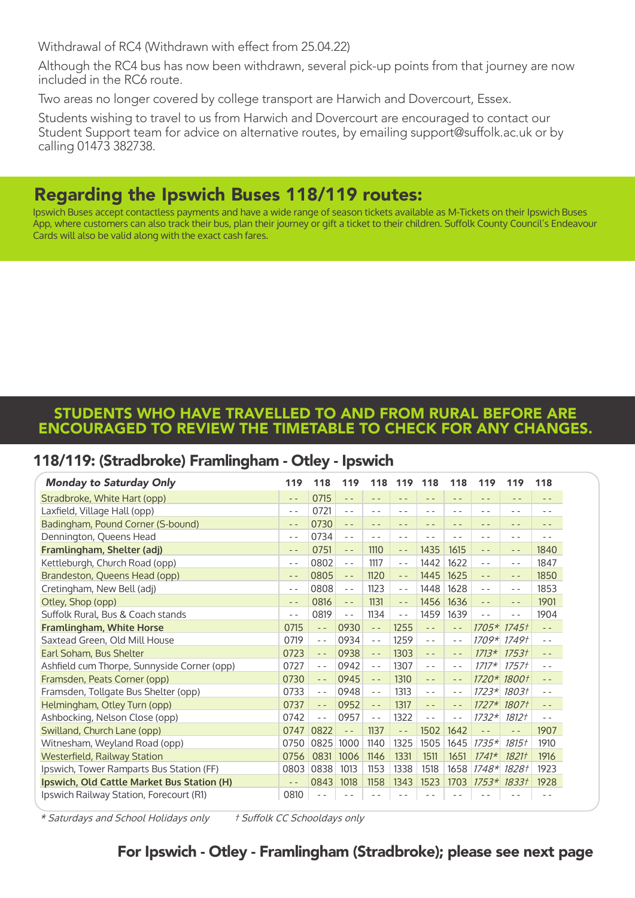Withdrawal of RC4 (Withdrawn with effect from 25.04.22)

Although the RC4 bus has now been withdrawn, several pick-up points from that journey are now included in the RC6 route.

Two areas no longer covered by college transport are Harwich and Dovercourt, Essex.

Students wishing to travel to us from Harwich and Dovercourt are encouraged to contact our Student Support team for advice on alternative routes, by emailing support@suffolk.ac.uk or by calling 01473 382738.

## Regarding the Ipswich Buses 118/119 routes:

Ipswich Buses accept contactless payments and have a wide range of season tickets available as M-Tickets on their Ipswich Buses App, where customers can also track their bus, plan their journey or gift a ticket to their children. Suffolk County Council's Endeavour Cards will also be valid along with the exact cash fares.

## STUDENTS WHO HAVE TRAVELLED TO AND FROM RURAL BEFORE ARE ENCOURAGED TO REVIEW THE TIMETABLE TO CHECK FOR ANY CHANGES.

## 118/119: (Stradbroke) Framlingham - Otley - Ipswich

| *Monday to Saturday Only* | 119 | 118 | 119 | 118 | 119 | 118 | 118 | 119 | 119 | 118 |
|---|---|---|---|---|---|---|---|---|---|---|
| Stradbroke, White Hart (opp) | - - | 0715 | - - | - - | - - | - - | - - | - - | - - | - - |
| Laxfield, Village Hall (opp) | - - | 0721 | - - | - - | - - | - - | - - | - - | - - | - - |
| Badingham, Pound Corner (S-bound) | - - | 0730 | - - | - - | - - | - - | - - | - - | - - | - - |
| Dennington, Queens Head | - - | 0734 | - - | - - | - - | - - | - - | - - | - - | - - |
| **Framlingham, Shelter (adj)** | - - | 0751 | - - | 1110 | - - | 1435 | 1615 | - - | - - | 1840 |
| Kettleburgh, Church Road (opp) | - - | 0802 | - - | 1117 | - - | 1442 | 1622 | - - | - - | 1847 |
| Brandeston, Queens Head (opp) | - - | 0805 | - - | 1120 | - - | 1445 | 1625 | - - | - - | 1850 |
| Cretingham, New Bell (adj) | - - | 0808 | - - | 1123 | - - | 1448 | 1628 | - - | - - | 1853 |
| Otley, Shop (opp) | - - | 0816 | - - | 1131 | - - | 1456 | 1636 | - - | - - | 1901 |
| Suffolk Rural, Bus & Coach stands | - - | 0819 | - - | 1134 | - - | 1459 | 1639 | - - | - - | 1904 |
| **Framlingham, White Horse** | 0715 | - - | 0930 | - - | 1255 | - - | - - | *1705\** | *1745†* | - - |
| Saxtead Green, Old Mill House | 0719 | - - | 0934 | - - | 1259 | - - | - - | *1709\** | *1749†* | - - |
| Earl Soham, Bus Shelter | 0723 | - - | 0938 | - - | 1303 | - - | - - | *1713\** | *1753†* | - - |
| Ashfield cum Thorpe, Sunnyside Corner (opp) | 0727 | - - | 0942 | - - | 1307 | - - | - - | *1717\** | *1757†* | - - |
| Framsden, Peats Corner (opp) | 0730 | - - | 0945 | - - | 1310 | - - | - - | *1720\** | *1800†* | - - |
| Framsden, Tollgate Bus Shelter (opp) | 0733 | - - | 0948 | - - | 1313 | - - | - - | *1723\** | *1803†* | - - |
| Helmingham, Otley Turn (opp) | 0737 | - - | 0952 | - - | 1317 | - - | - - | *1727\** | *1807†* | - - |
| Ashbocking, Nelson Close (opp) | 0742 | - - | 0957 | - - | 1322 | - - | - - | *1732\** | *1812†* | - - |
| Swilland, Church Lane (opp) | 0747 | 0822 | - - | 1137 | - - | 1502 | 1642 | - - | - - | 1907 |
| Witnesham, Weyland Road (opp) | 0750 | 0825 | 1000 | 1140 | 1325 | 1505 | 1645 | *1735\** | *1815†* | 1910 |
| Westerfield, Railway Station | 0756 | 0831 | 1006 | 1146 | 1331 | 1511 | 1651 | *1741\** | *1821†* | 1916 |
| Ipswich, Tower Ramparts Bus Station (FF) | 0803 | 0838 | 1013 | 1153 | 1338 | 1518 | 1658 | *1748\** | *1828†* | 1923 |
| **Ipswich, Old Cattle Market Bus Station (H)** | - - | 0843 | 1018 | 1158 | 1343 | 1523 | 1703 | *1753\** | *1833†* | 1928 |
| Ipswich Railway Station, Forecourt (R1) | 0810 | - - | - - | - - | - - | - - | - - | - - | - - | - - |

*\* Saturdays and School Holidays only* *† Suffolk CC Schooldays only*

**For Ipswich - Otley - Framlingham (Stradbroke); please see next page**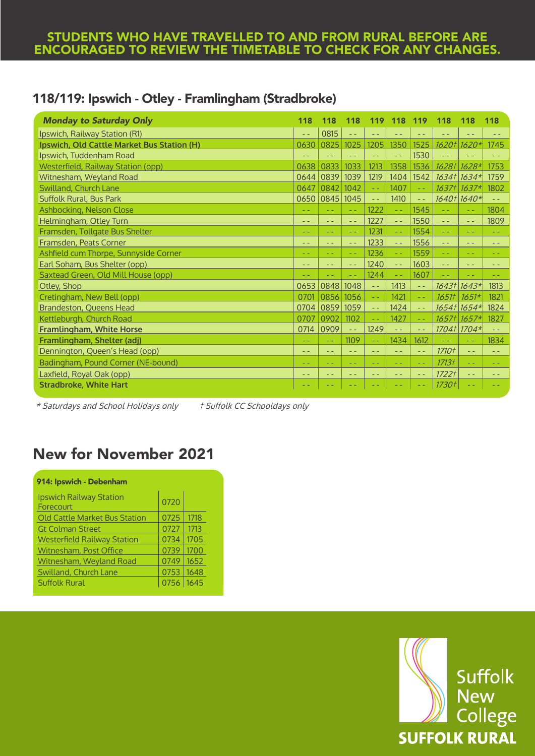**STUDENTS WHO HAVE TRAVELLED TO AND FROM RURAL BEFORE ARE ENCOURAGED TO REVIEW THE TIMETABLE TO CHECK FOR ANY CHANGES.**

## 118/119: Ipswich - Otley - Framlingham (Stradbroke)

| *Monday to Saturday Only* | 118 | 118 | 118 | 119 | 118 | 119 | 118 | 118 | 118 |
|---|---|---|---|---|---|---|---|---|---|
| Ipswich, Railway Station (R1) | - - | 0815 | - - | - - | - - | - - | - - | - - | - - |
| **Ipswich, Old Cattle Market Bus Station (H)** | 0630 | 0825 | 1025 | 1205 | 1350 | 1525 | *1620†* | *1620** | 1745 |
| Ipswich, Tuddenham Road | - - | - - | - - | - - | - - | 1530 | - - | - - | - - |
| Westerfield, Railway Station (opp) | 0638 | 0833 | 1033 | 1213 | 1358 | 1536 | *1628†* | *1628** | 1753 |
| Witnesham, Weyland Road | 0644 | 0839 | 1039 | 1219 | 1404 | 1542 | *1634†* | *1634** | 1759 |
| Swilland, Church Lane | 0647 | 0842 | 1042 | - - | 1407 | - - | *1637†* | *1637** | 1802 |
| Suffolk Rural, Bus Park | 0650 | 0845 | 1045 | - - | 1410 | - - | *1640†* | *1640** | - - |
| Ashbocking, Nelson Close | - - | - - | - - | 1222 | - - | 1545 | - - | - - | 1804 |
| Helmingham, Otley Turn | - - | - - | - - | 1227 | - - | 1550 | - - | - - | 1809 |
| Framsden, Tollgate Bus Shelter | - - | - - | - - | 1231 | - - | 1554 | - - | - - | - - |
| Framsden, Peats Corner | - - | - - | - - | 1233 | - - | 1556 | - - | - - | - - |
| Ashfield cum Thorpe, Sunnyside Corner | - - | - - | - - | 1236 | - - | 1559 | - - | - - | - - |
| Earl Soham, Bus Shelter (opp) | - - | - - | - - | 1240 | - - | 1603 | - - | - - | - - |
| Saxtead Green, Old Mill House (opp) | - - | - - | - - | 1244 | - - | 1607 | - - | - - | - - |
| Otley, Shop | 0653 | 0848 | 1048 | - - | 1413 | - - | *1643†* | *1643** | 1813 |
| Cretingham, New Bell (opp) | 0701 | 0856 | 1056 | - - | 1421 | - - | *1651†* | *1651** | 1821 |
| Brandeston, Queens Head | 0704 | 0859 | 1059 | - - | 1424 | - - | *1654†* | *1654** | 1824 |
| Kettleburgh, Church Road | 0707 | 0902 | 1102 | - - | 1427 | - - | *1657†* | *1657** | 1827 |
| **Framlingham, White Horse** | 0714 | 0909 | - - | 1249 | - - | - - | *1704†* | *1704** | - - |
| **Framlingham, Shelter (adj)** | - - | - - | 1109 | - - | 1434 | 1612 | - - | - - | 1834 |
| Dennington, Queen's Head (opp) | - - | - - | - - | - - | - - | - - | *1710†* | - - | - - |
| Badingham, Pound Corner (NE-bound) | - - | - - | - - | - - | - - | - - | *1713†* | - - | - - |
| Laxfield, Royal Oak (opp) | - - | - - | - - | - - | - - | - - | *1722†* | - - | - - |
| **Stradbroke, White Hart** | - - | - - | - - | - - | - - | - - | *1730†* | - - | - - |

*\* Saturdays and School Holidays only* *† Suffolk CC Schooldays only*

## New for November 2021

| **914: Ipswich - Debenham** | | |
|---|---|---|
| Ipswich Railway Station Forecourt | 0720 | |
| Old Cattle Market Bus Station | 0725 | 1718 |
| Gt Colman Street | 0727 | 1713 |
| Westerfield Railway Station | 0734 | 1705 |
| Witnesham, Post Office | 0739 | 1700 |
| Witnesham, Weyland Road | 0749 | 1652 |
| Swilland, Church Lane | 0753 | 1648 |
| Suffolk Rural | 0756 | 1645 |

Suffolk New College

**SUFFOLK RURAL**